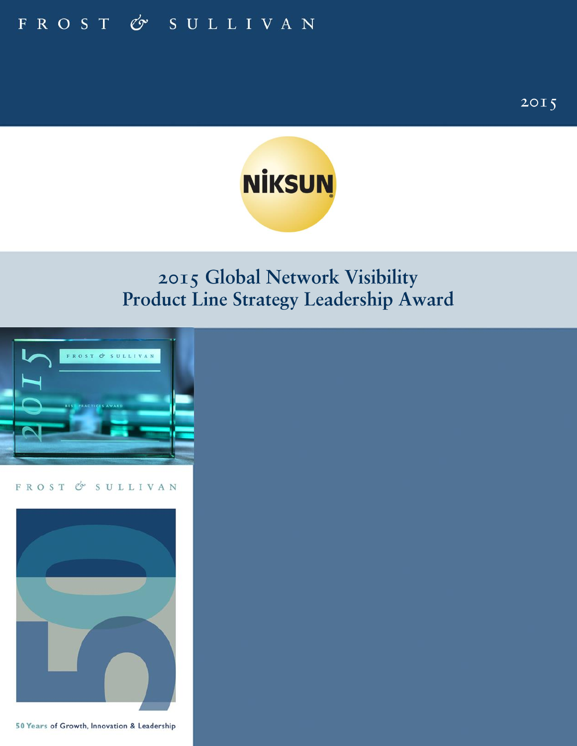FROST & SULLIVAN

2015

NIKSUN

# 2015 Global Network Visibility Product Line Strategy Leadership Award

FROST & SULLIVAN

50 Years of Growth, Innovation & Leadership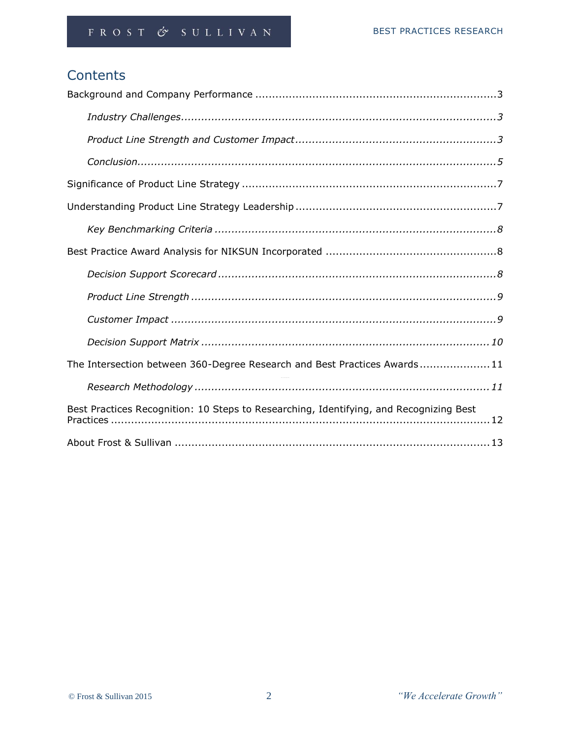# Contents

Background and Company Performance ........................................................................ 3

*Industry Challenges* ........................................................................................... 3

*Product Line Strength and Customer Impact* ........................................................... 3

*Conclusion* ............................................................................................................ 5

Significance of Product Line Strategy ............................................................................ 7

Understanding Product Line Strategy Leadership ............................................................ 7

*Key Benchmarking Criteria* ...................................................................................... 8

Best Practice Award Analysis for NIKSUN Incorporated ................................................... 8

*Decision Support Scorecard* ..................................................................................... 8

*Product Line Strength* ............................................................................................. 9

*Customer Impact* ................................................................................................... 9

*Decision Support Matrix* ......................................................................................... 10

The Intersection between 360-Degree Research and Best Practices Awards ..................... 11

*Research Methodology* ........................................................................................... 11

Best Practices Recognition: 10 Steps to Researching, Identifying, and Recognizing Best Practices ................................................................................................................... 12

About Frost & Sullivan ................................................................................................ 13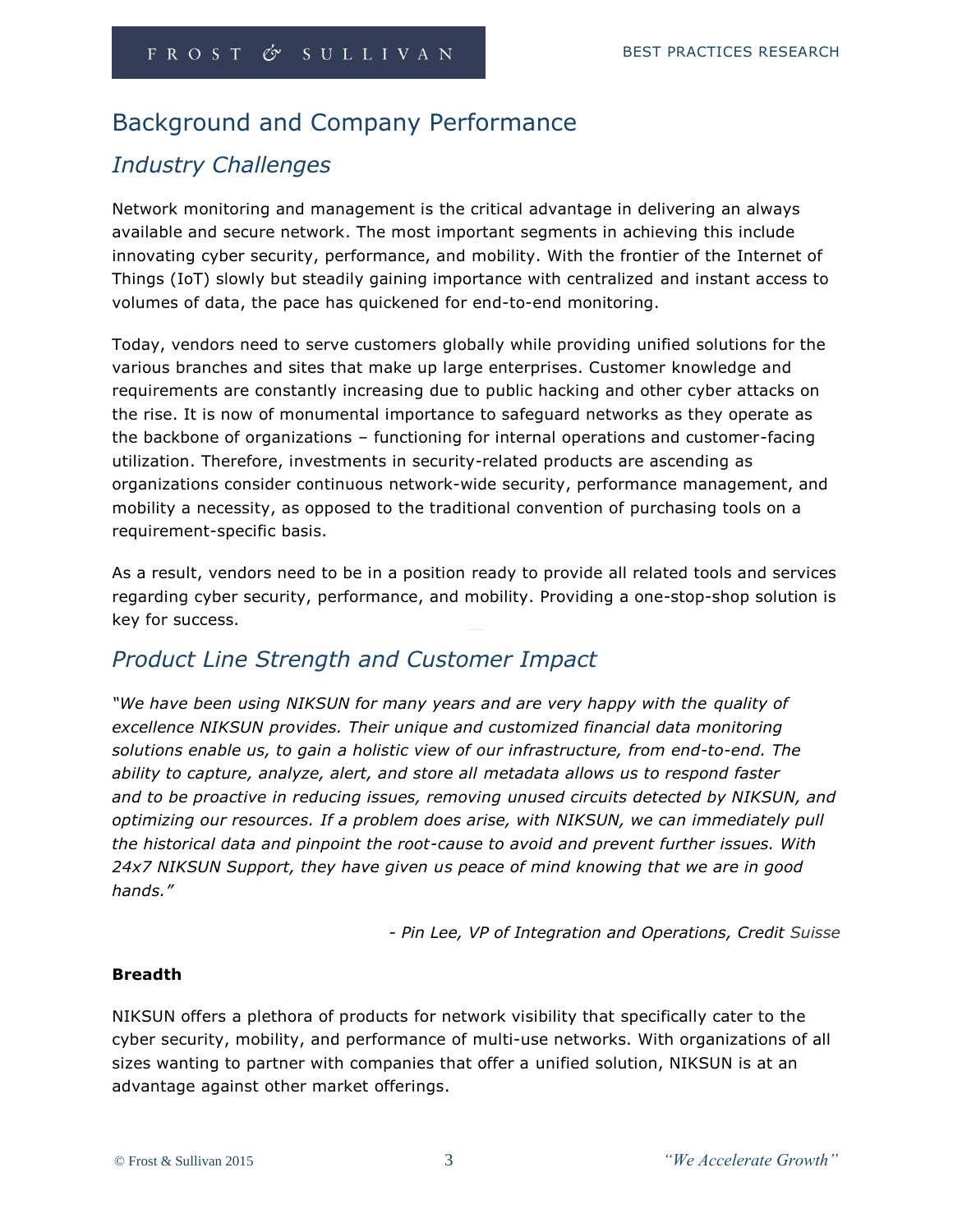# Background and Company Performance

## *Industry Challenges*

Network monitoring and management is the critical advantage in delivering an always available and secure network. The most important segments in achieving this include innovating cyber security, performance, and mobility. With the frontier of the Internet of Things (IoT) slowly but steadily gaining importance with centralized and instant access to volumes of data, the pace has quickened for end-to-end monitoring.

Today, vendors need to serve customers globally while providing unified solutions for the various branches and sites that make up large enterprises. Customer knowledge and requirements are constantly increasing due to public hacking and other cyber attacks on the rise. It is now of monumental importance to safeguard networks as they operate as the backbone of organizations – functioning for internal operations and customer-facing utilization. Therefore, investments in security-related products are ascending as organizations consider continuous network-wide security, performance management, and mobility a necessity, as opposed to the traditional convention of purchasing tools on a requirement-specific basis.

As a result, vendors need to be in a position ready to provide all related tools and services regarding cyber security, performance, and mobility. Providing a one-stop-shop solution is key for success.

## *Product Line Strength and Customer Impact*

*"We have been using NIKSUN for many years and are very happy with the quality of excellence NIKSUN provides. Their unique and customized financial data monitoring solutions enable us, to gain a holistic view of our infrastructure, from end-to-end. The ability to capture, analyze, alert, and store all metadata allows us to respond faster and to be proactive in reducing issues, removing unused circuits detected by NIKSUN, and optimizing our resources. If a problem does arise, with NIKSUN, we can immediately pull the historical data and pinpoint the root-cause to avoid and prevent further issues. With 24x7 NIKSUN Support, they have given us peace of mind knowing that we are in good hands."*

*- Pin Lee, VP of Integration and Operations, Credit Suisse*

**Breadth**

NIKSUN offers a plethora of products for network visibility that specifically cater to the cyber security, mobility, and performance of multi-use networks. With organizations of all sizes wanting to partner with companies that offer a unified solution, NIKSUN is at an advantage against other market offerings.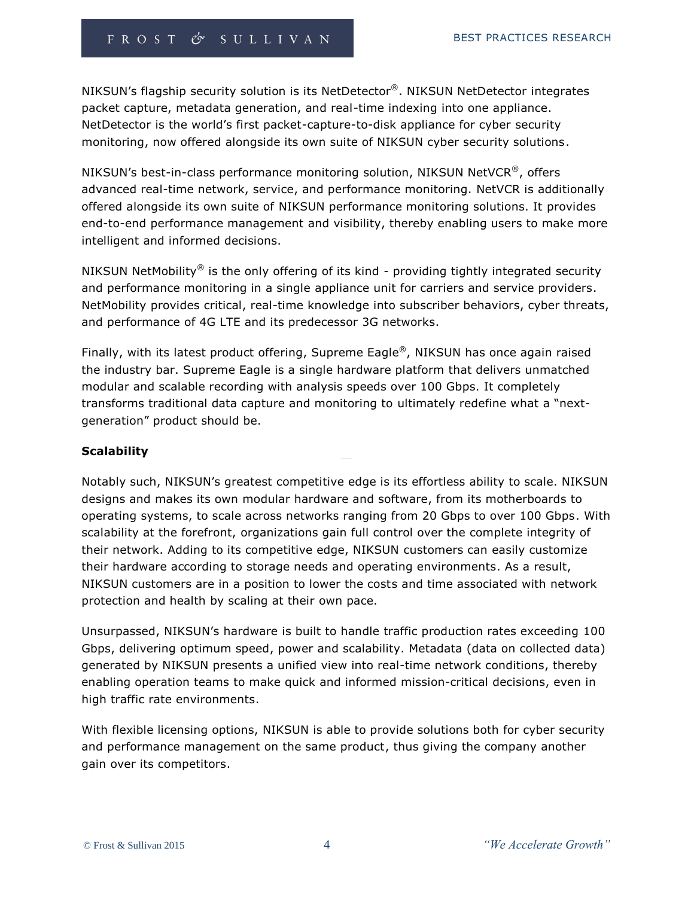NIKSUN's flagship security solution is its NetDetector®. NIKSUN NetDetector integrates packet capture, metadata generation, and real-time indexing into one appliance. NetDetector is the world's first packet-capture-to-disk appliance for cyber security monitoring, now offered alongside its own suite of NIKSUN cyber security solutions.

NIKSUN's best-in-class performance monitoring solution, NIKSUN NetVCR®, offers advanced real-time network, service, and performance monitoring. NetVCR is additionally offered alongside its own suite of NIKSUN performance monitoring solutions. It provides end-to-end performance management and visibility, thereby enabling users to make more intelligent and informed decisions.

NIKSUN NetMobility® is the only offering of its kind - providing tightly integrated security and performance monitoring in a single appliance unit for carriers and service providers. NetMobility provides critical, real-time knowledge into subscriber behaviors, cyber threats, and performance of 4G LTE and its predecessor 3G networks.

Finally, with its latest product offering, Supreme Eagle®, NIKSUN has once again raised the industry bar. Supreme Eagle is a single hardware platform that delivers unmatched modular and scalable recording with analysis speeds over 100 Gbps. It completely transforms traditional data capture and monitoring to ultimately redefine what a "next-generation" product should be.

**Scalability**

Notably such, NIKSUN's greatest competitive edge is its effortless ability to scale. NIKSUN designs and makes its own modular hardware and software, from its motherboards to operating systems, to scale across networks ranging from 20 Gbps to over 100 Gbps. With scalability at the forefront, organizations gain full control over the complete integrity of their network. Adding to its competitive edge, NIKSUN customers can easily customize their hardware according to storage needs and operating environments. As a result, NIKSUN customers are in a position to lower the costs and time associated with network protection and health by scaling at their own pace.

Unsurpassed, NIKSUN's hardware is built to handle traffic production rates exceeding 100 Gbps, delivering optimum speed, power and scalability. Metadata (data on collected data) generated by NIKSUN presents a unified view into real-time network conditions, thereby enabling operation teams to make quick and informed mission-critical decisions, even in high traffic rate environments.

With flexible licensing options, NIKSUN is able to provide solutions both for cyber security and performance management on the same product, thus giving the company another gain over its competitors.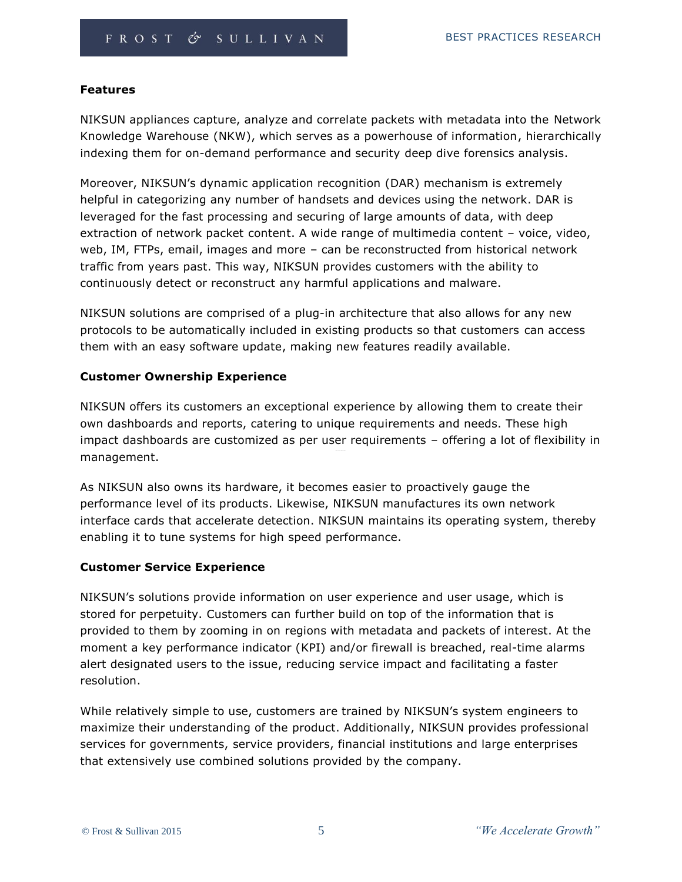**Features**

NIKSUN appliances capture, analyze and correlate packets with metadata into the Network Knowledge Warehouse (NKW), which serves as a powerhouse of information, hierarchically indexing them for on-demand performance and security deep dive forensics analysis.

Moreover, NIKSUN's dynamic application recognition (DAR) mechanism is extremely helpful in categorizing any number of handsets and devices using the network. DAR is leveraged for the fast processing and securing of large amounts of data, with deep extraction of network packet content. A wide range of multimedia content – voice, video, web, IM, FTPs, email, images and more – can be reconstructed from historical network traffic from years past. This way, NIKSUN provides customers with the ability to continuously detect or reconstruct any harmful applications and malware.

NIKSUN solutions are comprised of a plug-in architecture that also allows for any new protocols to be automatically included in existing products so that customers can access them with an easy software update, making new features readily available.

**Customer Ownership Experience**

NIKSUN offers its customers an exceptional experience by allowing them to create their own dashboards and reports, catering to unique requirements and needs. These high impact dashboards are customized as per user requirements – offering a lot of flexibility in management.

As NIKSUN also owns its hardware, it becomes easier to proactively gauge the performance level of its products. Likewise, NIKSUN manufactures its own network interface cards that accelerate detection. NIKSUN maintains its operating system, thereby enabling it to tune systems for high speed performance.

**Customer Service Experience**

NIKSUN's solutions provide information on user experience and user usage, which is stored for perpetuity. Customers can further build on top of the information that is provided to them by zooming in on regions with metadata and packets of interest. At the moment a key performance indicator (KPI) and/or firewall is breached, real-time alarms alert designated users to the issue, reducing service impact and facilitating a faster resolution.

While relatively simple to use, customers are trained by NIKSUN's system engineers to maximize their understanding of the product. Additionally, NIKSUN provides professional services for governments, service providers, financial institutions and large enterprises that extensively use combined solutions provided by the company.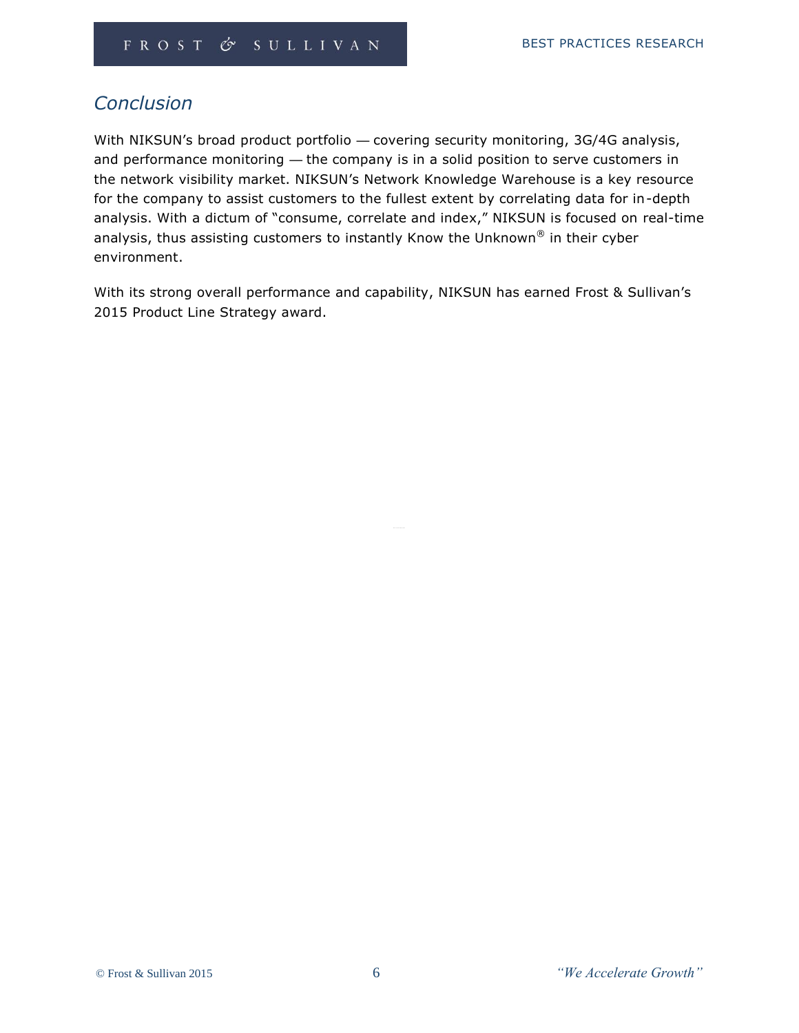## Conclusion

With NIKSUN's broad product portfolio — covering security monitoring, 3G/4G analysis, and performance monitoring — the company is in a solid position to serve customers in the network visibility market. NIKSUN's Network Knowledge Warehouse is a key resource for the company to assist customers to the fullest extent by correlating data for in-depth analysis. With a dictum of "consume, correlate and index," NIKSUN is focused on real-time analysis, thus assisting customers to instantly Know the Unknown® in their cyber environment.

With its strong overall performance and capability, NIKSUN has earned Frost & Sullivan's 2015 Product Line Strategy award.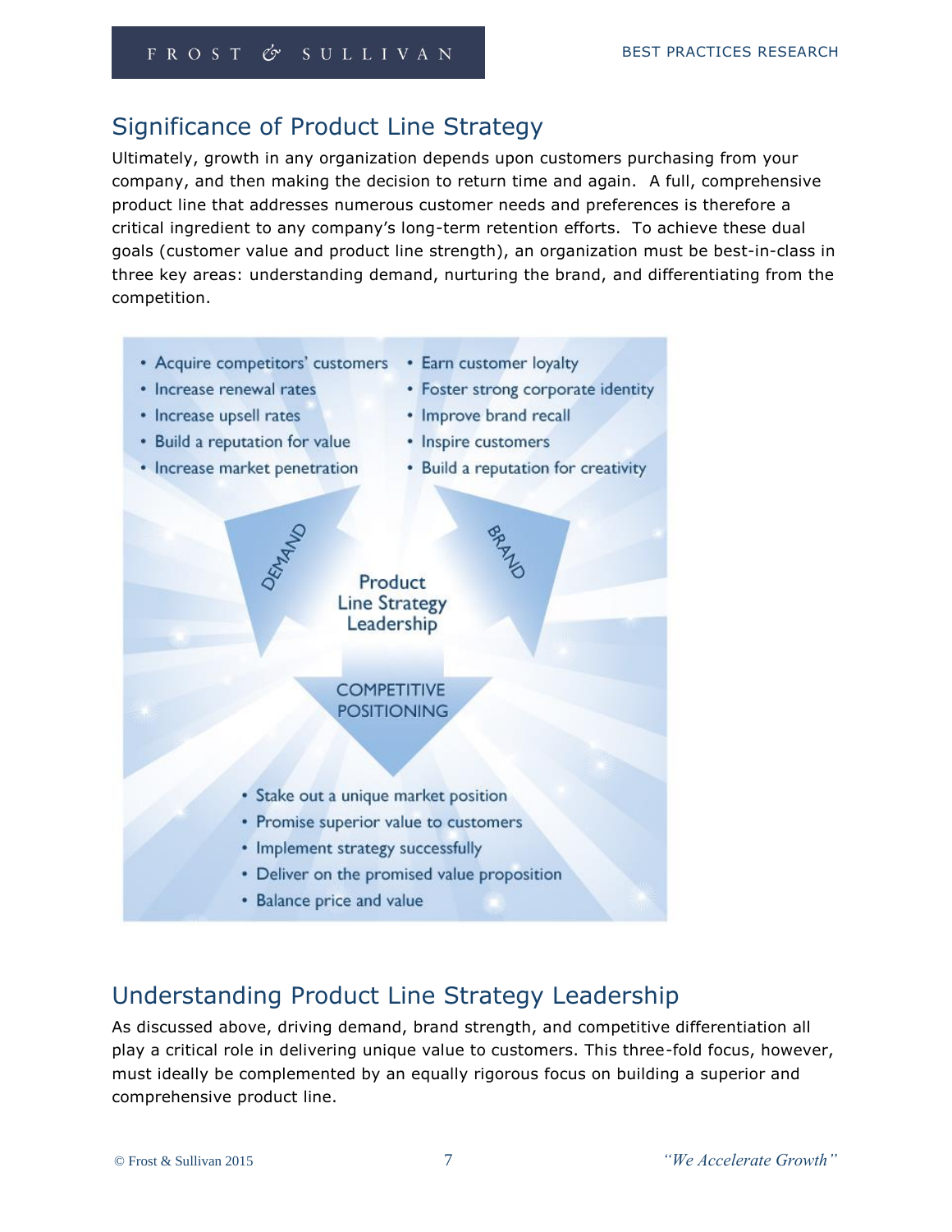## Significance of Product Line Strategy

Ultimately, growth in any organization depends upon customers purchasing from your company, and then making the decision to return time and again. A full, comprehensive product line that addresses numerous customer needs and preferences is therefore a critical ingredient to any company's long-term retention efforts. To achieve these dual goals (customer value and product line strength), an organization must be best-in-class in three key areas: understanding demand, nurturing the brand, and differentiating from the competition.

- Acquire competitors' customers
- Increase renewal rates
- Increase upsell rates
- Build a reputation for value
- Increase market penetration

- Earn customer loyalty
- Foster strong corporate identity
- Improve brand recall
- Inspire customers
- Build a reputation for creativity

DEMAND

BRAND

Product Line Strategy Leadership

COMPETITIVE POSITIONING

- Stake out a unique market position
- Promise superior value to customers
- Implement strategy successfully
- Deliver on the promised value proposition
- Balance price and value

## Understanding Product Line Strategy Leadership

As discussed above, driving demand, brand strength, and competitive differentiation all play a critical role in delivering unique value to customers. This three-fold focus, however, must ideally be complemented by an equally rigorous focus on building a superior and comprehensive product line.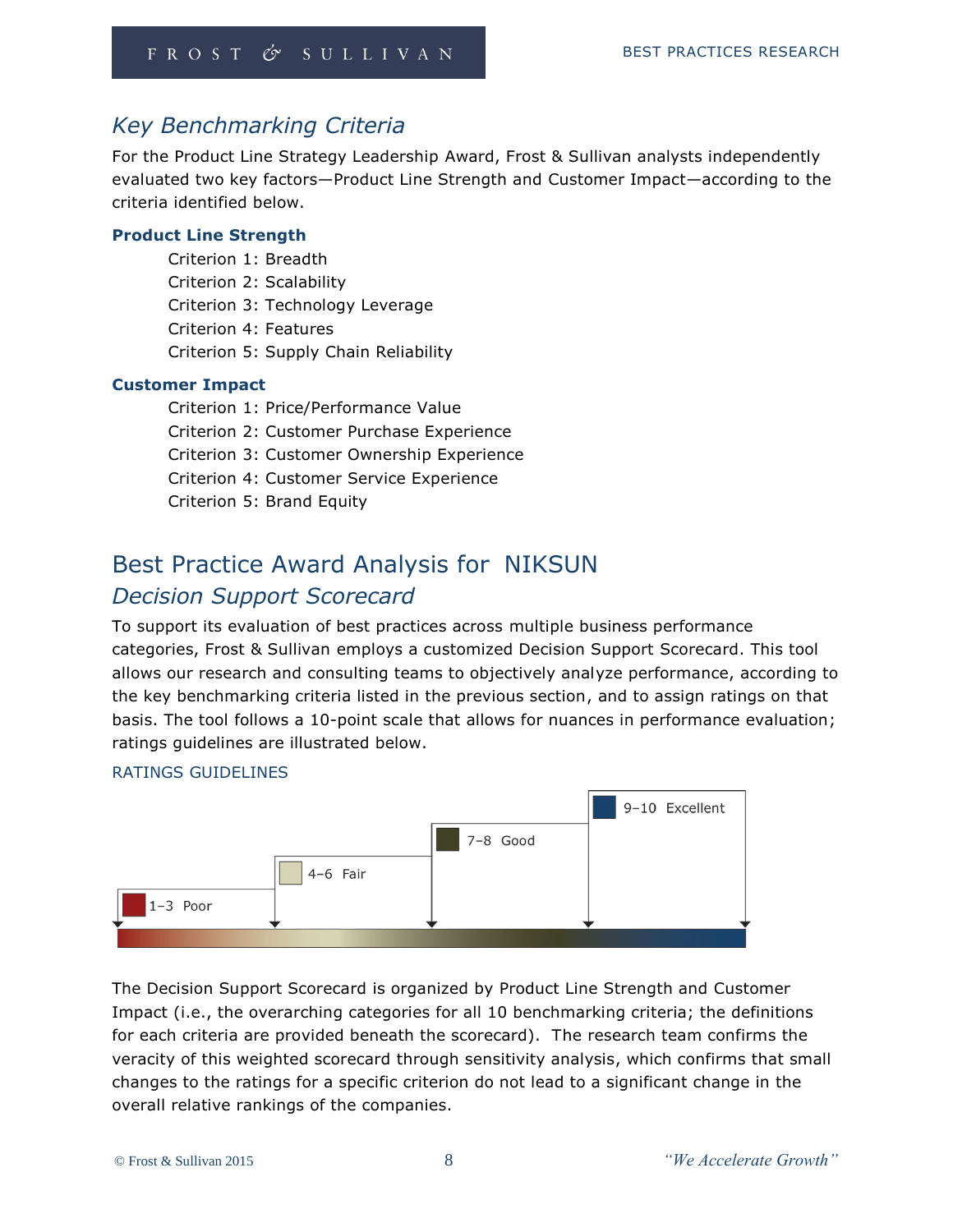## Key Benchmarking Criteria

For the Product Line Strategy Leadership Award, Frost & Sullivan analysts independently evaluated two key factors—Product Line Strength and Customer Impact—according to the criteria identified below.

**Product Line Strength**

Criterion 1: Breadth
Criterion 2: Scalability
Criterion 3: Technology Leverage
Criterion 4: Features
Criterion 5: Supply Chain Reliability

**Customer Impact**

Criterion 1: Price/Performance Value
Criterion 2: Customer Purchase Experience
Criterion 3: Customer Ownership Experience
Criterion 4: Customer Service Experience
Criterion 5: Brand Equity

# Best Practice Award Analysis for NIKSUN

## Decision Support Scorecard

To support its evaluation of best practices across multiple business performance categories, Frost & Sullivan employs a customized Decision Support Scorecard. This tool allows our research and consulting teams to objectively analyze performance, according to the key benchmarking criteria listed in the previous section, and to assign ratings on that basis. The tool follows a 10-point scale that allows for nuances in performance evaluation; ratings guidelines are illustrated below.

RATINGS GUIDELINES

1–3 Poor
4–6 Fair
7–8 Good
9–10 Excellent

The Decision Support Scorecard is organized by Product Line Strength and Customer Impact (i.e., the overarching categories for all 10 benchmarking criteria; the definitions for each criteria are provided beneath the scorecard). The research team confirms the veracity of this weighted scorecard through sensitivity analysis, which confirms that small changes to the ratings for a specific criterion do not lead to a significant change in the overall relative rankings of the companies.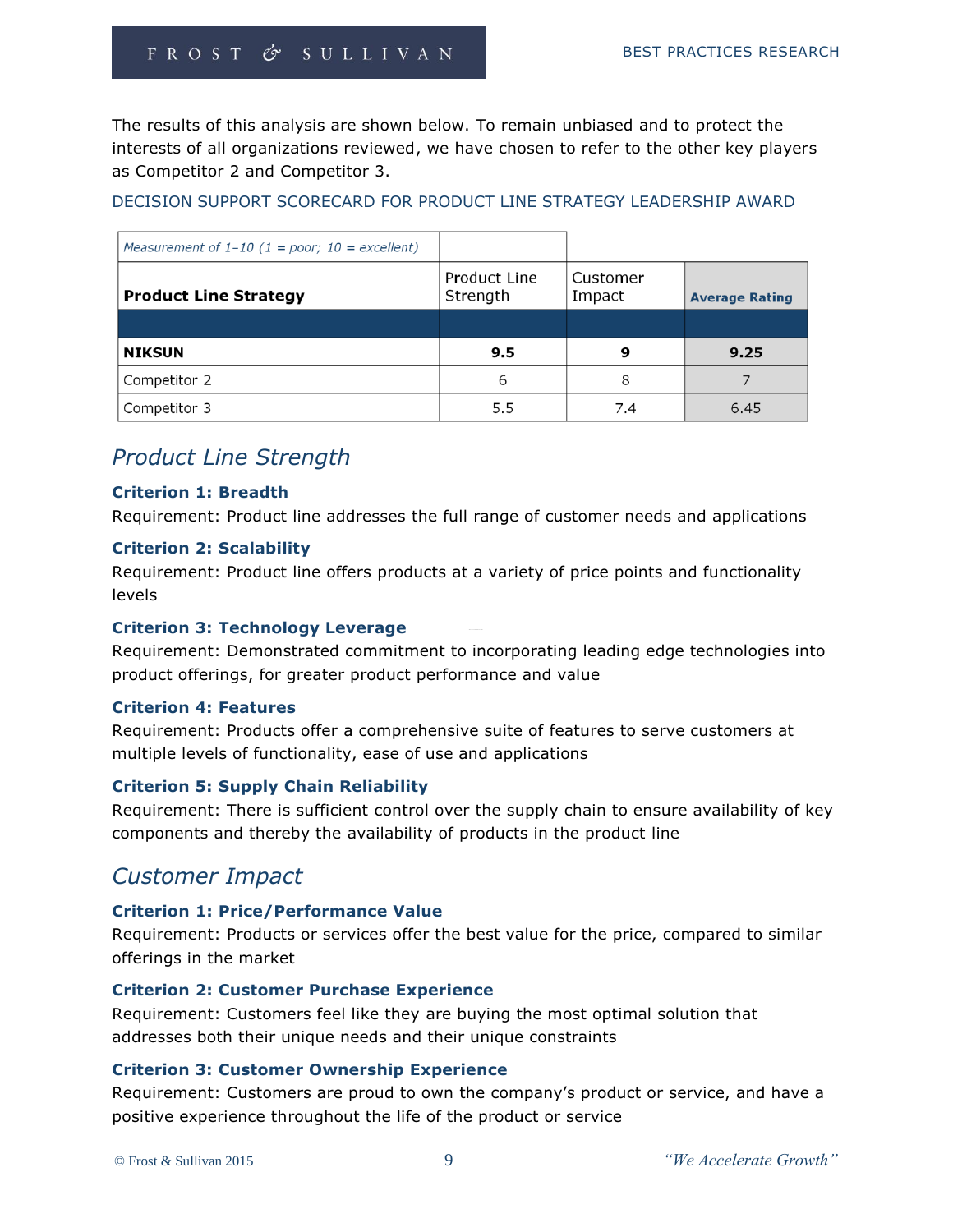The results of this analysis are shown below. To remain unbiased and to protect the interests of all organizations reviewed, we have chosen to refer to the other key players as Competitor 2 and Competitor 3.

DECISION SUPPORT SCORECARD FOR PRODUCT LINE STRATEGY LEADERSHIP AWARD

| *Measurement of 1–10 (1 = poor; 10 = excellent)* | | | |
|---|---|---|---|
| **Product Line Strategy** | Product Line Strength | Customer Impact | **Average Rating** |
| | | | |
| **NIKSUN** | **9.5** | **9** | **9.25** |
| Competitor 2 | 6 | 8 | 7 |
| Competitor 3 | 5.5 | 7.4 | 6.45 |

## *Product Line Strength*

**Criterion 1: Breadth**

Requirement: Product line addresses the full range of customer needs and applications

**Criterion 2: Scalability**

Requirement: Product line offers products at a variety of price points and functionality levels

**Criterion 3: Technology Leverage**

Requirement: Demonstrated commitment to incorporating leading edge technologies into product offerings, for greater product performance and value

**Criterion 4: Features**

Requirement: Products offer a comprehensive suite of features to serve customers at multiple levels of functionality, ease of use and applications

**Criterion 5: Supply Chain Reliability**

Requirement: There is sufficient control over the supply chain to ensure availability of key components and thereby the availability of products in the product line

## *Customer Impact*

**Criterion 1: Price/Performance Value**

Requirement: Products or services offer the best value for the price, compared to similar offerings in the market

**Criterion 2: Customer Purchase Experience**

Requirement: Customers feel like they are buying the most optimal solution that addresses both their unique needs and their unique constraints

**Criterion 3: Customer Ownership Experience**

Requirement: Customers are proud to own the company's product or service, and have a positive experience throughout the life of the product or service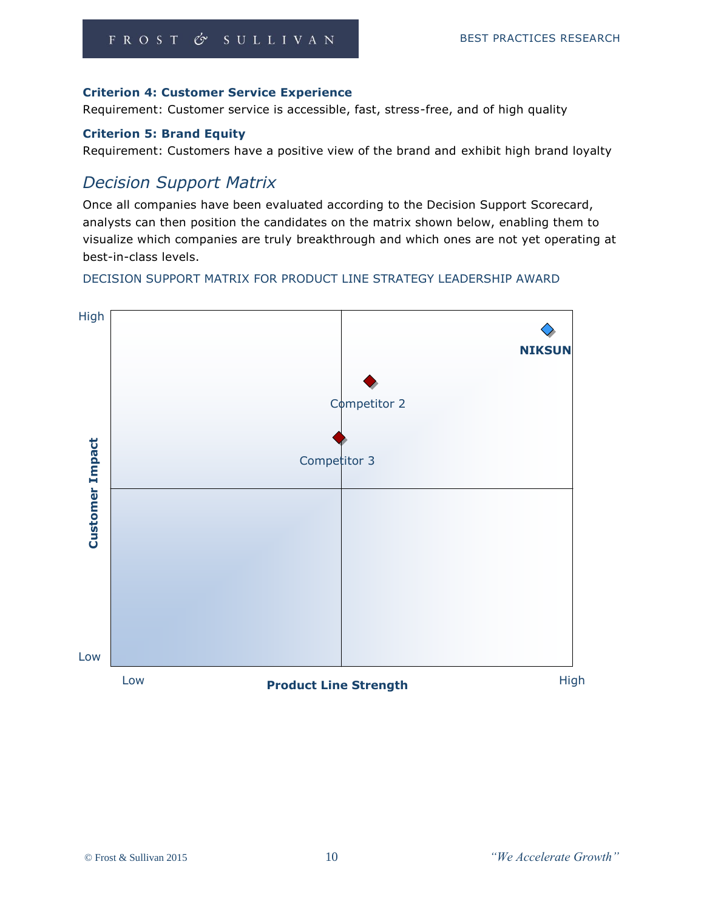**Criterion 4: Customer Service Experience**

Requirement: Customer service is accessible, fast, stress-free, and of high quality

**Criterion 5: Brand Equity**

Requirement: Customers have a positive view of the brand and exhibit high brand loyalty

## *Decision Support Matrix*

Once all companies have been evaluated according to the Decision Support Scorecard, analysts can then position the candidates on the matrix shown below, enabling them to visualize which companies are truly breakthrough and which ones are not yet operating at best-in-class levels.

DECISION SUPPORT MATRIX FOR PRODUCT LINE STRATEGY LEADERSHIP AWARD

High

NIKSUN

Competitor 2

Competitor 3

**Customer Impact**

Low

Low **Product Line Strength** High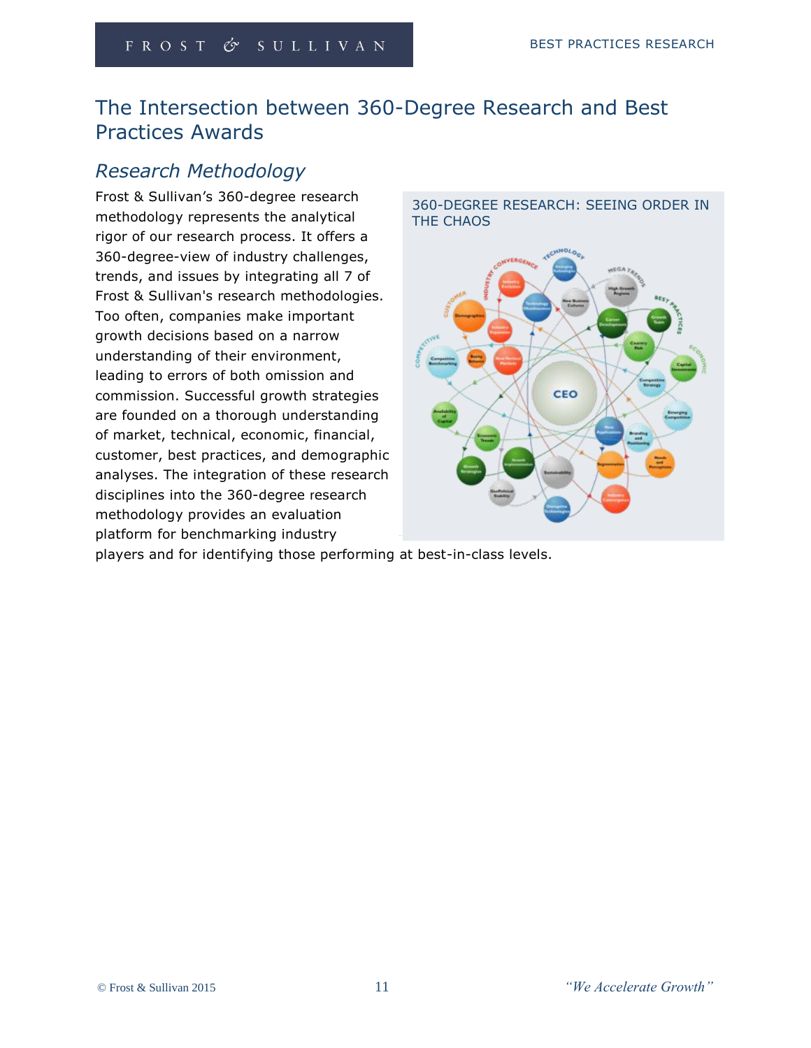# The Intersection between 360-Degree Research and Best Practices Awards

## *Research Methodology*

Frost & Sullivan's 360-degree research methodology represents the analytical rigor of our research process. It offers a 360-degree-view of industry challenges, trends, and issues by integrating all 7 of Frost & Sullivan's research methodologies. Too often, companies make important growth decisions based on a narrow understanding of their environment, leading to errors of both omission and commission. Successful growth strategies are founded on a thorough understanding of market, technical, economic, financial, customer, best practices, and demographic analyses. The integration of these research disciplines into the 360-degree research methodology provides an evaluation platform for benchmarking industry players and for identifying those performing at best-in-class levels.

360-DEGREE RESEARCH: SEEING ORDER IN THE CHAOS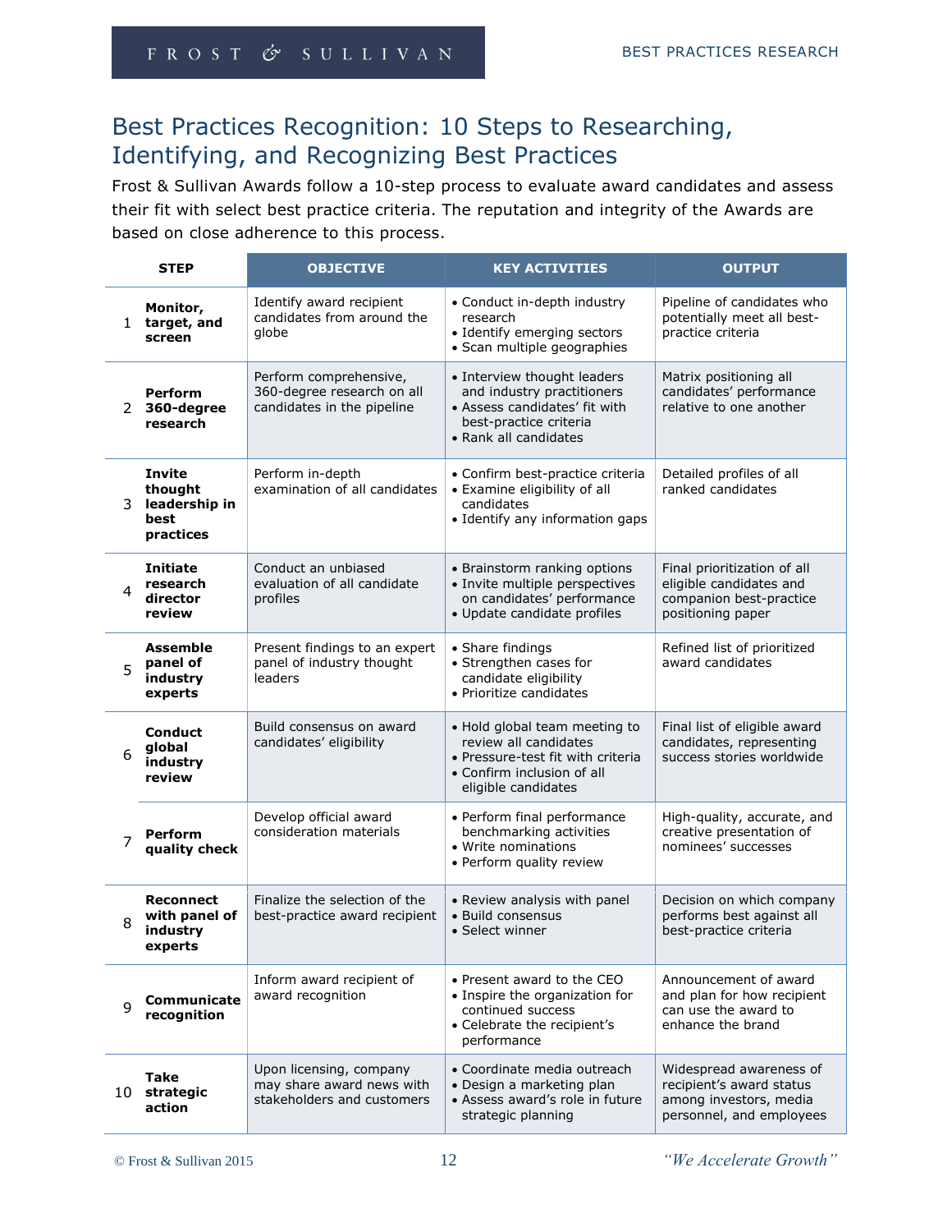# Best Practices Recognition: 10 Steps to Researching, Identifying, and Recognizing Best Practices

Frost & Sullivan Awards follow a 10-step process to evaluate award candidates and assess their fit with select best practice criteria. The reputation and integrity of the Awards are based on close adherence to this process.

| | STEP | OBJECTIVE | KEY ACTIVITIES | OUTPUT |
|---|---|---|---|---|
| 1 | **Monitor, target, and screen** | Identify award recipient candidates from around the globe | • Conduct in-depth industry research<br>• Identify emerging sectors<br>• Scan multiple geographies | Pipeline of candidates who potentially meet all best-practice criteria |
| 2 | **Perform 360-degree research** | Perform comprehensive, 360-degree research on all candidates in the pipeline | • Interview thought leaders and industry practitioners<br>• Assess candidates' fit with best-practice criteria<br>• Rank all candidates | Matrix positioning all candidates' performance relative to one another |
| 3 | **Invite thought leadership in best practices** | Perform in-depth examination of all candidates | • Confirm best-practice criteria<br>• Examine eligibility of all candidates<br>• Identify any information gaps | Detailed profiles of all ranked candidates |
| 4 | **Initiate research director review** | Conduct an unbiased evaluation of all candidate profiles | • Brainstorm ranking options<br>• Invite multiple perspectives on candidates' performance<br>• Update candidate profiles | Final prioritization of all eligible candidates and companion best-practice positioning paper |
| 5 | **Assemble panel of industry experts** | Present findings to an expert panel of industry thought leaders | • Share findings<br>• Strengthen cases for candidate eligibility<br>• Prioritize candidates | Refined list of prioritized award candidates |
| 6 | **Conduct global industry review** | Build consensus on award candidates' eligibility | • Hold global team meeting to review all candidates<br>• Pressure-test fit with criteria<br>• Confirm inclusion of all eligible candidates | Final list of eligible award candidates, representing success stories worldwide |
| 7 | **Perform quality check** | Develop official award consideration materials | • Perform final performance benchmarking activities<br>• Write nominations<br>• Perform quality review | High-quality, accurate, and creative presentation of nominees' successes |
| 8 | **Reconnect with panel of industry experts** | Finalize the selection of the best-practice award recipient | • Review analysis with panel<br>• Build consensus<br>• Select winner | Decision on which company performs best against all best-practice criteria |
| 9 | **Communicate recognition** | Inform award recipient of award recognition | • Present award to the CEO<br>• Inspire the organization for continued success<br>• Celebrate the recipient's performance | Announcement of award and plan for how recipient can use the award to enhance the brand |
| 10 | **Take strategic action** | Upon licensing, company may share award news with stakeholders and customers | • Coordinate media outreach<br>• Design a marketing plan<br>• Assess award's role in future strategic planning | Widespread awareness of recipient's award status among investors, media personnel, and employees |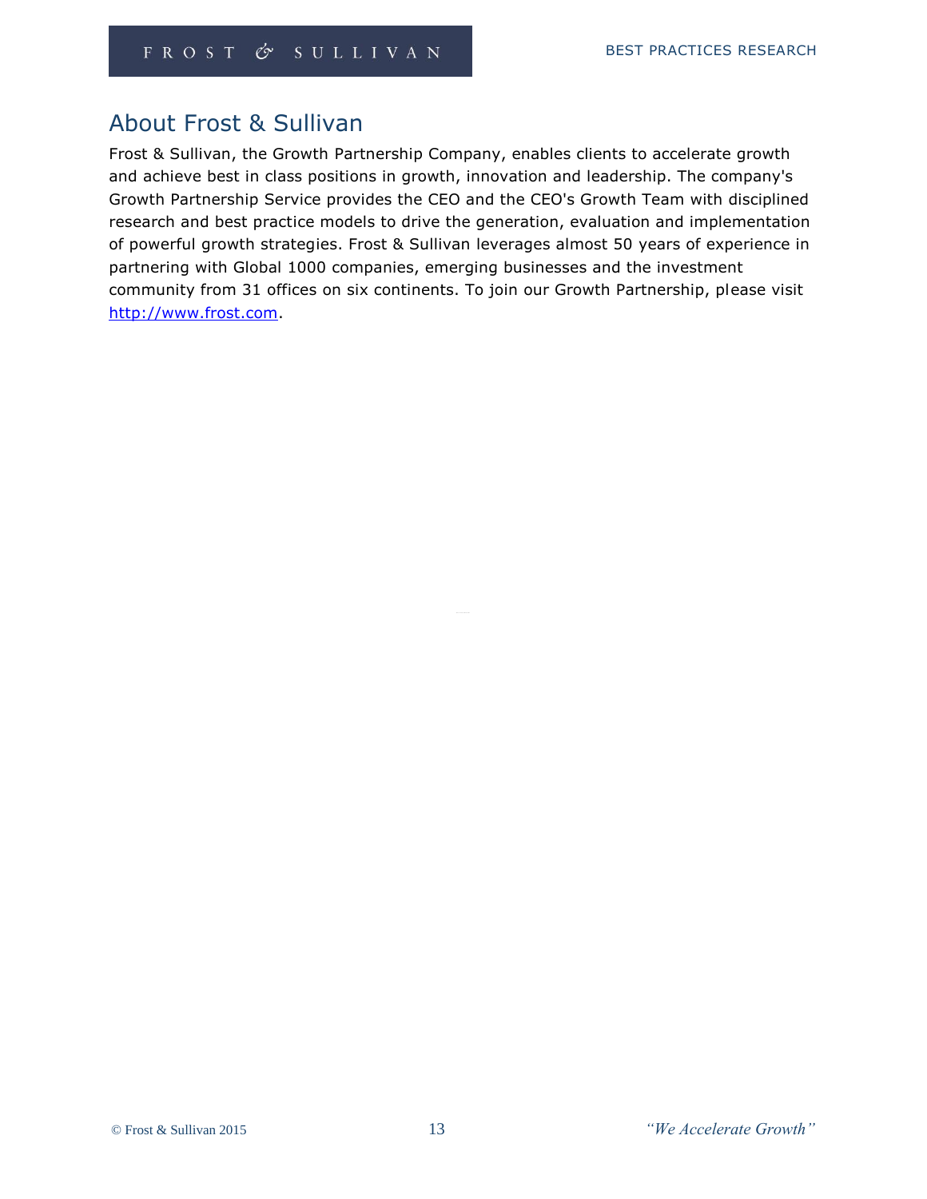## About Frost & Sullivan

Frost & Sullivan, the Growth Partnership Company, enables clients to accelerate growth and achieve best in class positions in growth, innovation and leadership. The company's Growth Partnership Service provides the CEO and the CEO's Growth Team with disciplined research and best practice models to drive the generation, evaluation and implementation of powerful growth strategies. Frost & Sullivan leverages almost 50 years of experience in partnering with Global 1000 companies, emerging businesses and the investment community from 31 offices on six continents. To join our Growth Partnership, please visit http://www.frost.com.